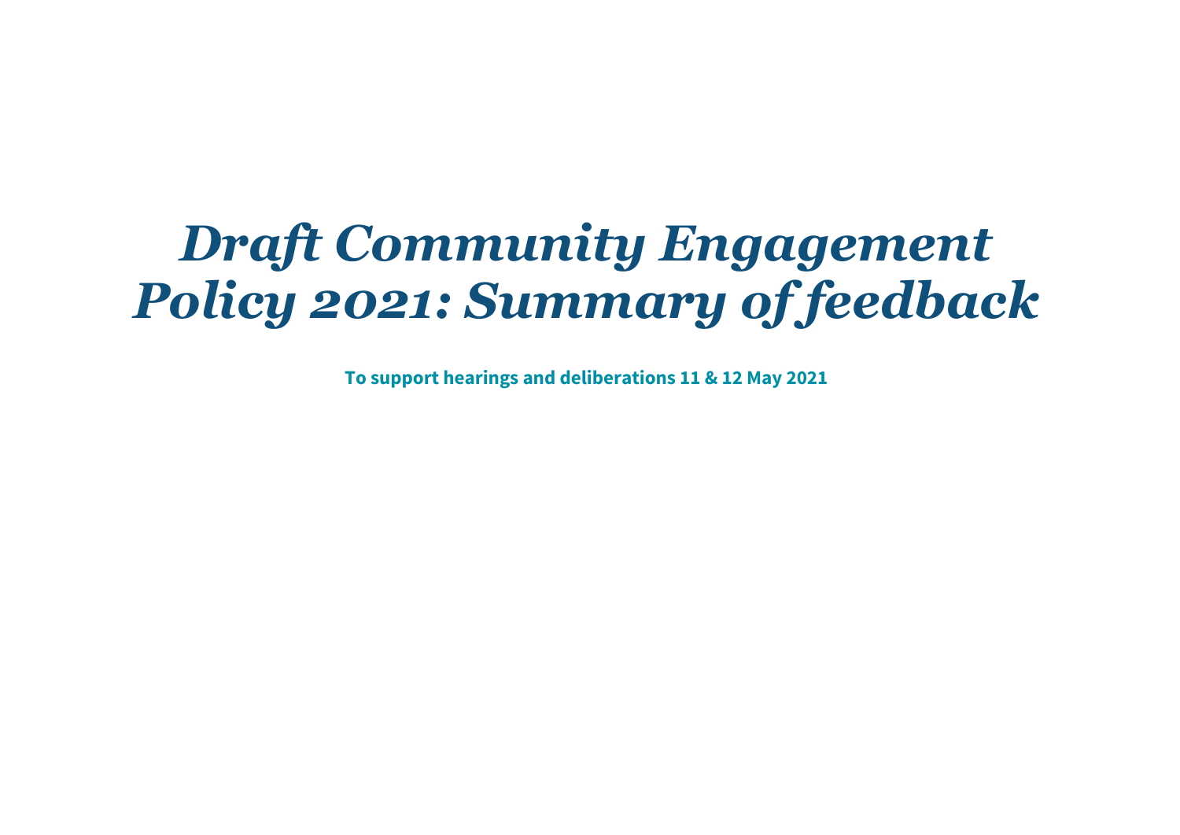# *Draft Community Engagement Policy 2021: Summary of feedback*

**To support hearings and deliberations 11 & 12 May 2021**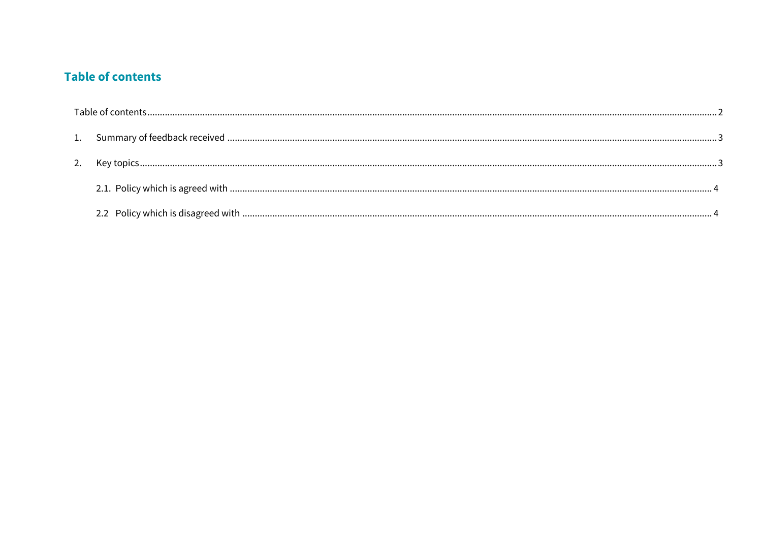## Table of contents

Table of contents ........................................................................ 2

1. Summary of feedback received ........................................................................ 3

2. Key topics ........................................................................ 3

    2.1. Policy which is agreed with ........................................................................ 4

    2.2 Policy which is disagreed with ........................................................................ 4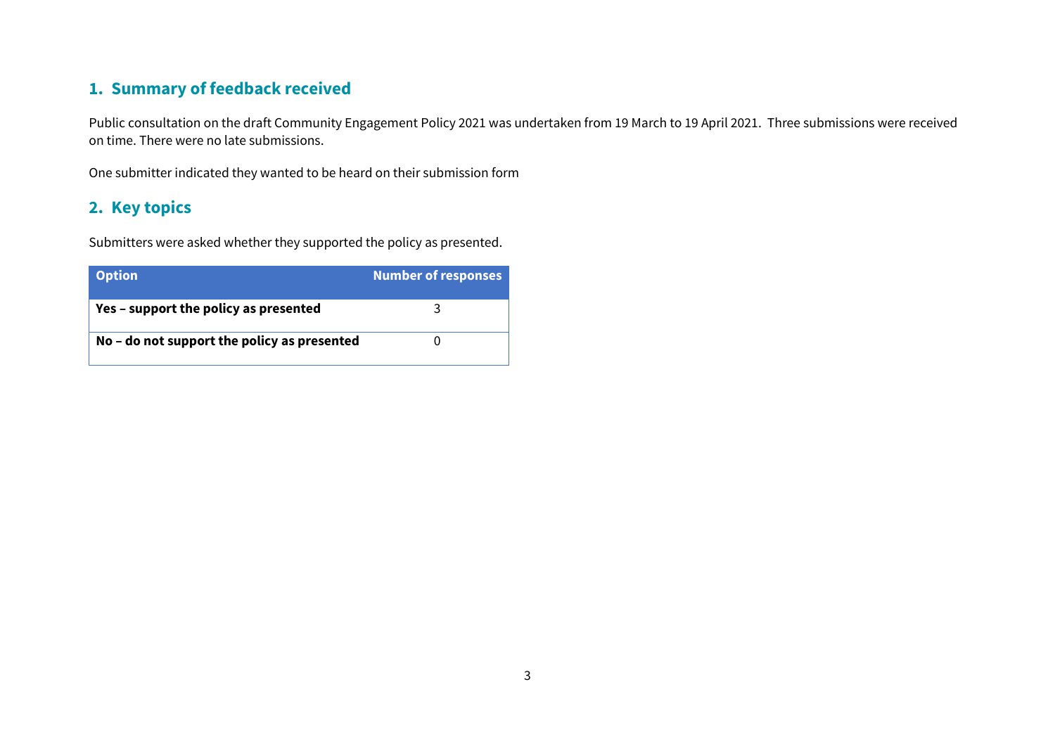## 1. Summary of feedback received

Public consultation on the draft Community Engagement Policy 2021 was undertaken from 19 March to 19 April 2021. Three submissions were received on time. There were no late submissions.

One submitter indicated they wanted to be heard on their submission form

## 2. Key topics

Submitters were asked whether they supported the policy as presented.

| Option | Number of responses |
| --- | --- |
| **Yes – support the policy as presented** | 3 |
| **No – do not support the policy as presented** | 0 |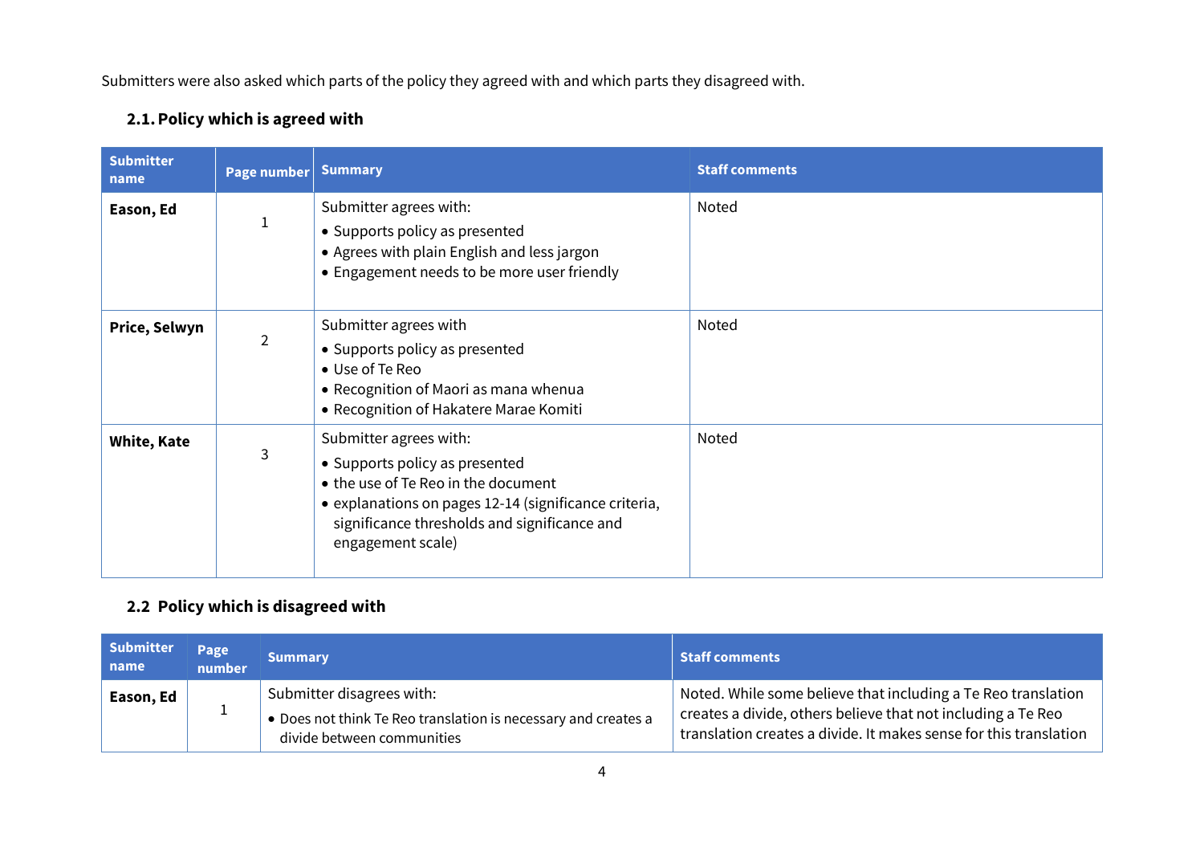Submitters were also asked which parts of the policy they agreed with and which parts they disagreed with.

### 2.1. Policy which is agreed with

| Submitter name | Page number | Summary | Staff comments |
|---|---|---|---|
| **Eason, Ed** | 1 | Submitter agrees with:<br>• Supports policy as presented<br>• Agrees with plain English and less jargon<br>• Engagement needs to be more user friendly | Noted |
| **Price, Selwyn** | 2 | Submitter agrees with<br>• Supports policy as presented<br>• Use of Te Reo<br>• Recognition of Maori as mana whenua<br>• Recognition of Hakatere Marae Komiti | Noted |
| **White, Kate** | 3 | Submitter agrees with:<br>• Supports policy as presented<br>• the use of Te Reo in the document<br>• explanations on pages 12-14 (significance criteria, significance thresholds and significance and engagement scale) | Noted |

### 2.2 Policy which is disagreed with

| Submitter name | Page number | Summary | Staff comments |
|---|---|---|---|
| **Eason, Ed** | 1 | Submitter disagrees with:<br>• Does not think Te Reo translation is necessary and creates a divide between communities | Noted. While some believe that including a Te Reo translation creates a divide, others believe that not including a Te Reo translation creates a divide. It makes sense for this translation |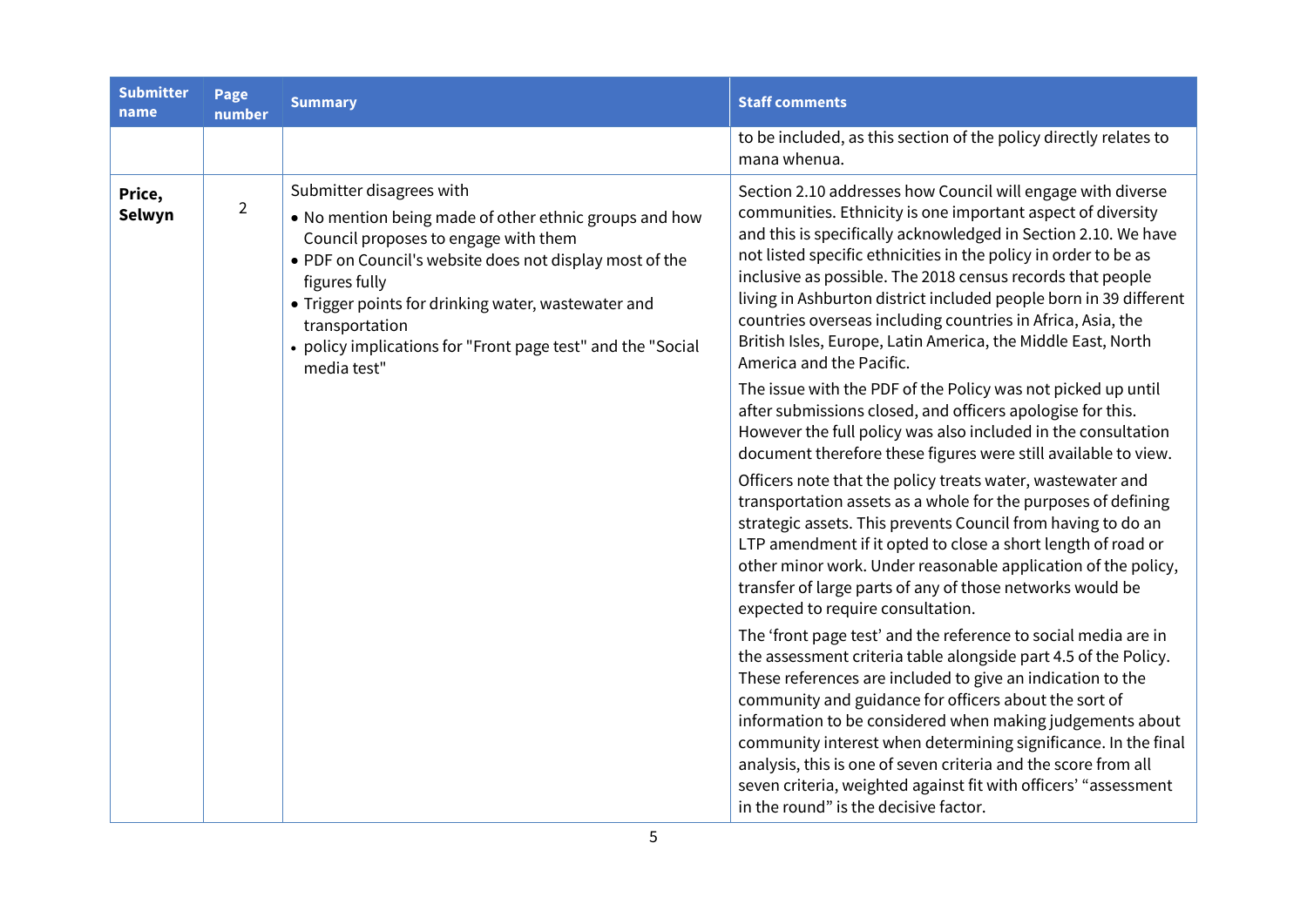| Submitter name | Page number | Summary | Staff comments |
|---|---|---|---|
| | | | to be included, as this section of the policy directly relates to mana whenua. |
| **Price, Selwyn** | 2 | Submitter disagrees with<br>• No mention being made of other ethnic groups and how Council proposes to engage with them<br>• PDF on Council's website does not display most of the figures fully<br>• Trigger points for drinking water, wastewater and transportation<br>• policy implications for "Front page test" and the "Social media test" | Section 2.10 addresses how Council will engage with diverse communities. Ethnicity is one important aspect of diversity and this is specifically acknowledged in Section 2.10. We have not listed specific ethnicities in the policy in order to be as inclusive as possible. The 2018 census records that people living in Ashburton district included people born in 39 different countries overseas including countries in Africa, Asia, the British Isles, Europe, Latin America, the Middle East, North America and the Pacific.<br><br>The issue with the PDF of the Policy was not picked up until after submissions closed, and officers apologise for this. However the full policy was also included in the consultation document therefore these figures were still available to view.<br><br>Officers note that the policy treats water, wastewater and transportation assets as a whole for the purposes of defining strategic assets. This prevents Council from having to do an LTP amendment if it opted to close a short length of road or other minor work. Under reasonable application of the policy, transfer of large parts of any of those networks would be expected to require consultation.<br><br>The 'front page test' and the reference to social media are in the assessment criteria table alongside part 4.5 of the Policy. These references are included to give an indication to the community and guidance for officers about the sort of information to be considered when making judgements about community interest when determining significance. In the final analysis, this is one of seven criteria and the score from all seven criteria, weighted against fit with officers' "assessment in the round" is the decisive factor. |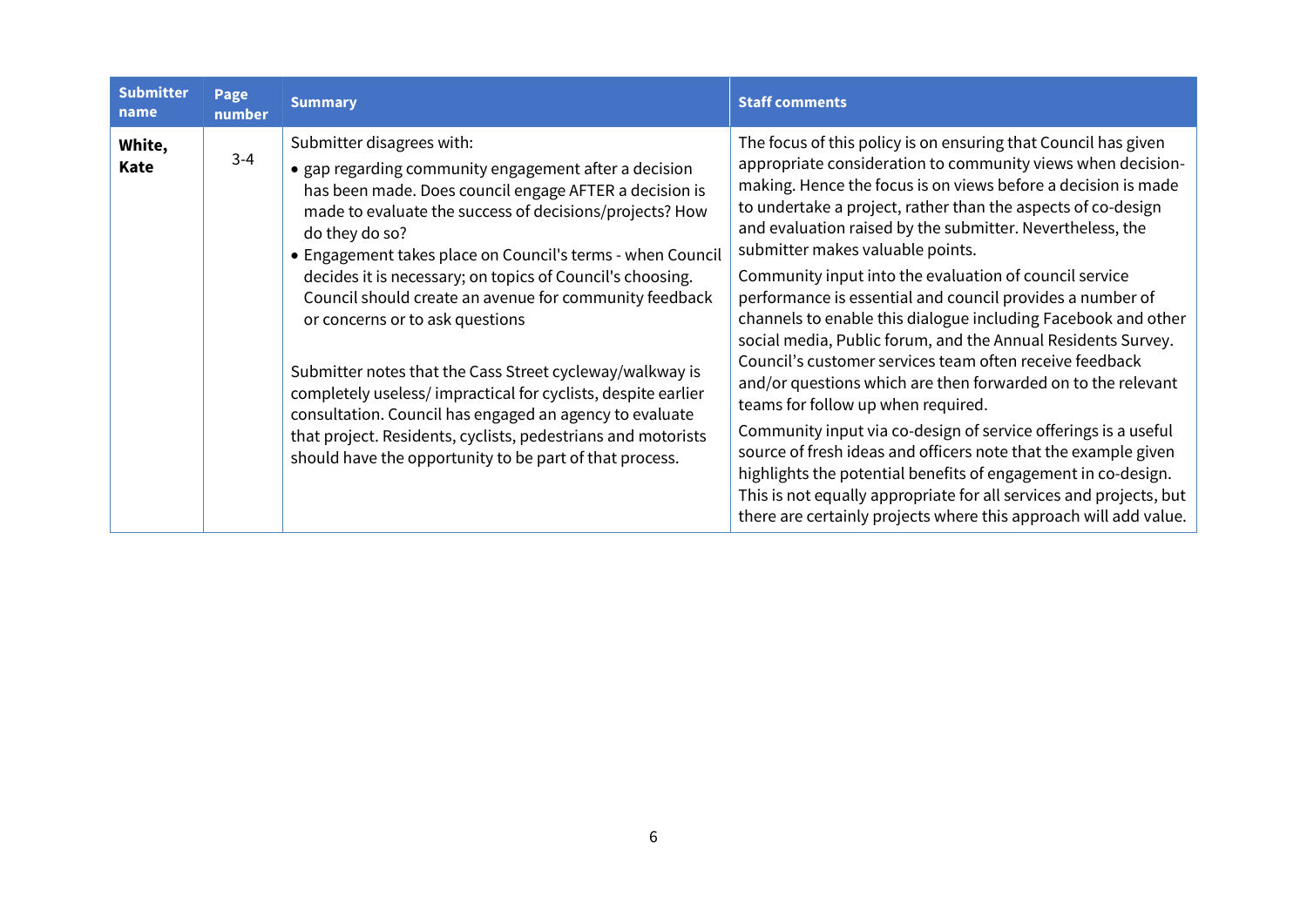| Submitter name | Page number | Summary | Staff comments |
|---|---|---|---|
| **White, Kate** | 3-4 | Submitter disagrees with:<br>• gap regarding community engagement after a decision has been made. Does council engage AFTER a decision is made to evaluate the success of decisions/projects? How do they do so?<br>• Engagement takes place on Council's terms - when Council decides it is necessary; on topics of Council's choosing. Council should create an avenue for community feedback or concerns or to ask questions<br><br>Submitter notes that the Cass Street cycleway/walkway is completely useless/ impractical for cyclists, despite earlier consultation. Council has engaged an agency to evaluate that project. Residents, cyclists, pedestrians and motorists should have the opportunity to be part of that process. | The focus of this policy is on ensuring that Council has given appropriate consideration to community views when decision-making. Hence the focus is on views before a decision is made to undertake a project, rather than the aspects of co-design and evaluation raised by the submitter. Nevertheless, the submitter makes valuable points.<br>Community input into the evaluation of council service performance is essential and council provides a number of channels to enable this dialogue including Facebook and other social media, Public forum, and the Annual Residents Survey. Council's customer services team often receive feedback and/or questions which are then forwarded on to the relevant teams for follow up when required.<br>Community input via co-design of service offerings is a useful source of fresh ideas and officers note that the example given highlights the potential benefits of engagement in co-design. This is not equally appropriate for all services and projects, but there are certainly projects where this approach will add value. |